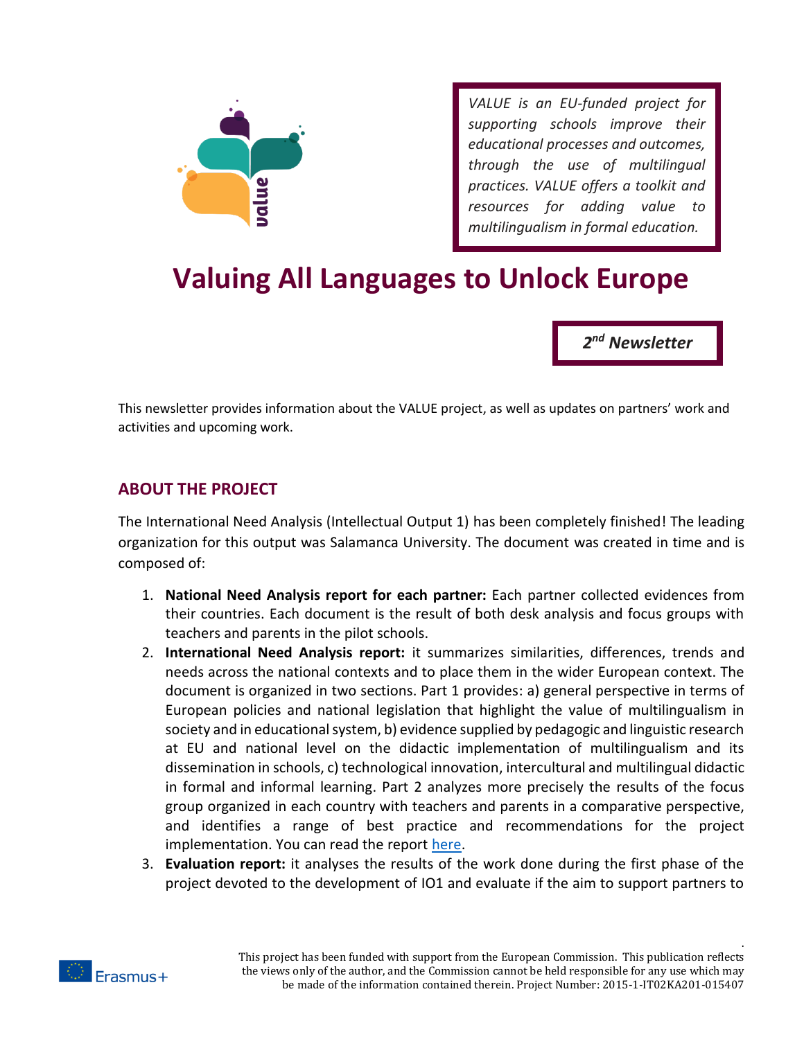*VALUE is an EU-funded project for supporting schools improve their educational processes and outcomes, through the use of multilingual practices. VALUE offers a toolkit and resources for adding value to multilingualism in formal education.*

# Valuing All Languages to Unlock Europe

***2nd Newsletter***

This newsletter provides information about the VALUE project, as well as updates on partners' work and activities and upcoming work.

## ABOUT THE PROJECT

The International Need Analysis (Intellectual Output 1) has been completely finished! The leading organization for this output was Salamanca University. The document was created in time and is composed of:

1. **National Need Analysis report for each partner:** Each partner collected evidences from their countries. Each document is the result of both desk analysis and focus groups with teachers and parents in the pilot schools.
2. **International Need Analysis report:** it summarizes similarities, differences, trends and needs across the national contexts and to place them in the wider European context. The document is organized in two sections. Part 1 provides: a) general perspective in terms of European policies and national legislation that highlight the value of multilingualism in society and in educational system, b) evidence supplied by pedagogic and linguistic research at EU and national level on the didactic implementation of multilingualism and its dissemination in schools, c) technological innovation, intercultural and multilingual didactic in formal and informal learning. Part 2 analyzes more precisely the results of the focus group organized in each country with teachers and parents in a comparative perspective, and identifies a range of best practice and recommendations for the project implementation. You can read the report here.
3. **Evaluation report:** it analyses the results of the work done during the first phase of the project devoted to the development of IO1 and evaluate if the aim to support partners to

Erasmus+

This project has been funded with support from the European Commission. This publication reflects the views only of the author, and the Commission cannot be held responsible for any use which may be made of the information contained therein. Project Number: 2015-1-IT02KA201-015407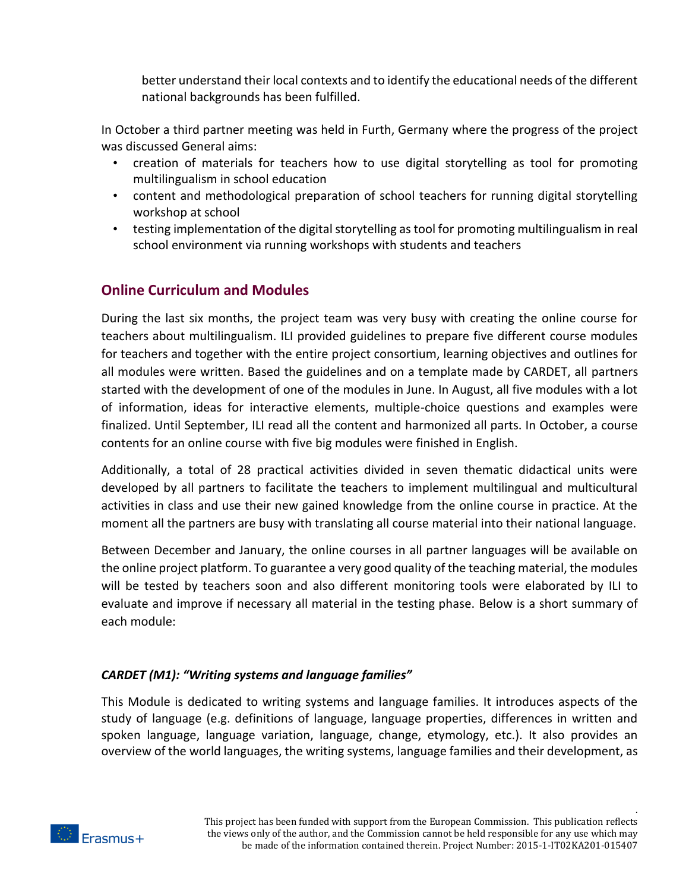better understand their local contexts and to identify the educational needs of the different national backgrounds has been fulfilled.

In October a third partner meeting was held in Furth, Germany where the progress of the project was discussed General aims:

- creation of materials for teachers how to use digital storytelling as tool for promoting multilingualism in school education
- content and methodological preparation of school teachers for running digital storytelling workshop at school
- testing implementation of the digital storytelling as tool for promoting multilingualism in real school environment via running workshops with students and teachers

## Online Curriculum and Modules

During the last six months, the project team was very busy with creating the online course for teachers about multilingualism. ILI provided guidelines to prepare five different course modules for teachers and together with the entire project consortium, learning objectives and outlines for all modules were written. Based the guidelines and on a template made by CARDET, all partners started with the development of one of the modules in June. In August, all five modules with a lot of information, ideas for interactive elements, multiple-choice questions and examples were finalized. Until September, ILI read all the content and harmonized all parts. In October, a course contents for an online course with five big modules were finished in English.

Additionally, a total of 28 practical activities divided in seven thematic didactical units were developed by all partners to facilitate the teachers to implement multilingual and multicultural activities in class and use their new gained knowledge from the online course in practice. At the moment all the partners are busy with translating all course material into their national language.

Between December and January, the online courses in all partner languages will be available on the online project platform. To guarantee a very good quality of the teaching material, the modules will be tested by teachers soon and also different monitoring tools were elaborated by ILI to evaluate and improve if necessary all material in the testing phase. Below is a short summary of each module:

### *CARDET (M1): "Writing systems and language families"*

This Module is dedicated to writing systems and language families. It introduces aspects of the study of language (e.g. definitions of language, language properties, differences in written and spoken language, language variation, language, change, etymology, etc.). It also provides an overview of the world languages, the writing systems, language families and their development, as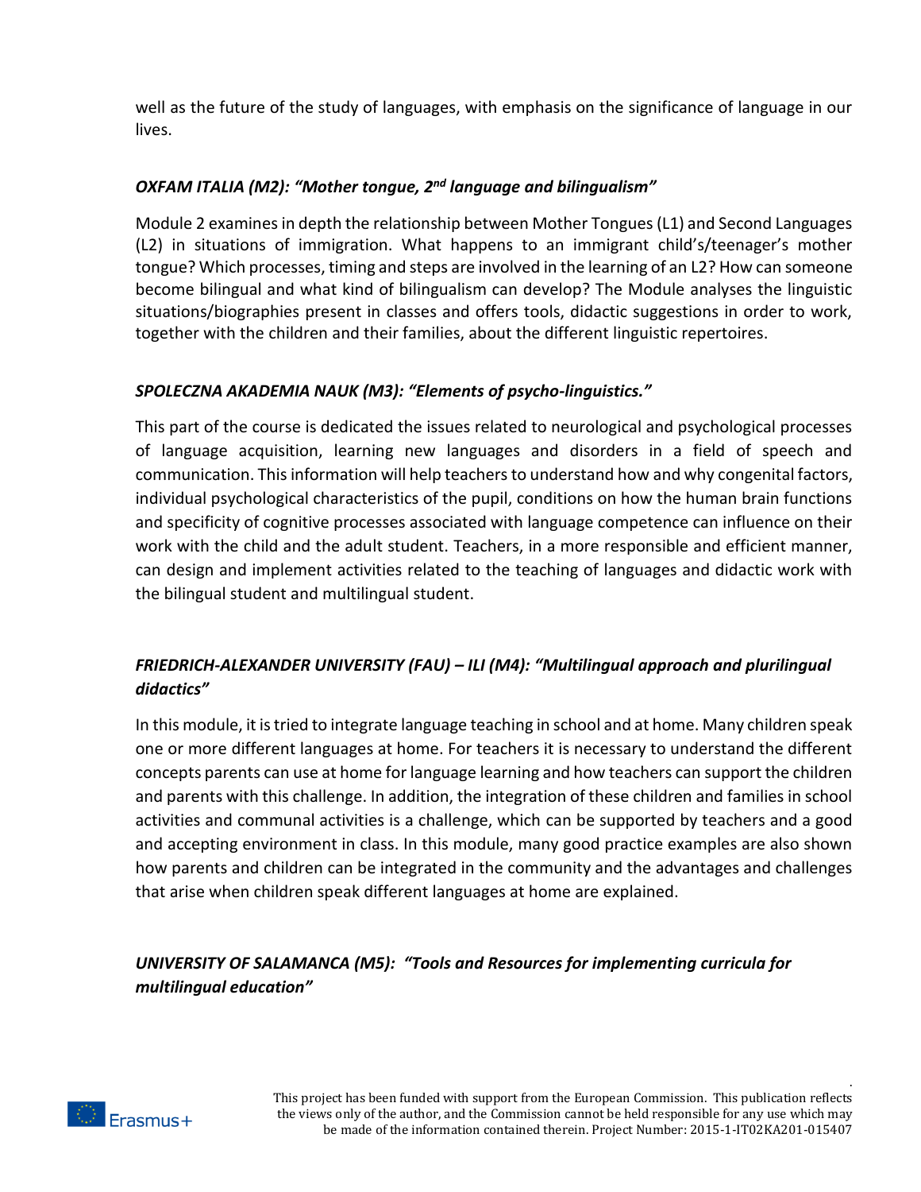well as the future of the study of languages, with emphasis on the significance of language in our lives.

### *OXFAM ITALIA (M2): "Mother tongue, 2nd language and bilingualism"*

Module 2 examines in depth the relationship between Mother Tongues (L1) and Second Languages (L2) in situations of immigration. What happens to an immigrant child's/teenager's mother tongue? Which processes, timing and steps are involved in the learning of an L2? How can someone become bilingual and what kind of bilingualism can develop? The Module analyses the linguistic situations/biographies present in classes and offers tools, didactic suggestions in order to work, together with the children and their families, about the different linguistic repertoires.

### *SPOLECZNA AKADEMIA NAUK (M3): "Elements of psycho-linguistics."*

This part of the course is dedicated the issues related to neurological and psychological processes of language acquisition, learning new languages and disorders in a field of speech and communication. This information will help teachers to understand how and why congenital factors, individual psychological characteristics of the pupil, conditions on how the human brain functions and specificity of cognitive processes associated with language competence can influence on their work with the child and the adult student. Teachers, in a more responsible and efficient manner, can design and implement activities related to the teaching of languages and didactic work with the bilingual student and multilingual student.

### *FRIEDRICH-ALEXANDER UNIVERSITY (FAU) – ILI (M4): "Multilingual approach and plurilingual didactics"*

In this module, it is tried to integrate language teaching in school and at home. Many children speak one or more different languages at home. For teachers it is necessary to understand the different concepts parents can use at home for language learning and how teachers can support the children and parents with this challenge. In addition, the integration of these children and families in school activities and communal activities is a challenge, which can be supported by teachers and a good and accepting environment in class. In this module, many good practice examples are also shown how parents and children can be integrated in the community and the advantages and challenges that arise when children speak different languages at home are explained.

### *UNIVERSITY OF SALAMANCA (M5): "Tools and Resources for implementing curricula for multilingual education"*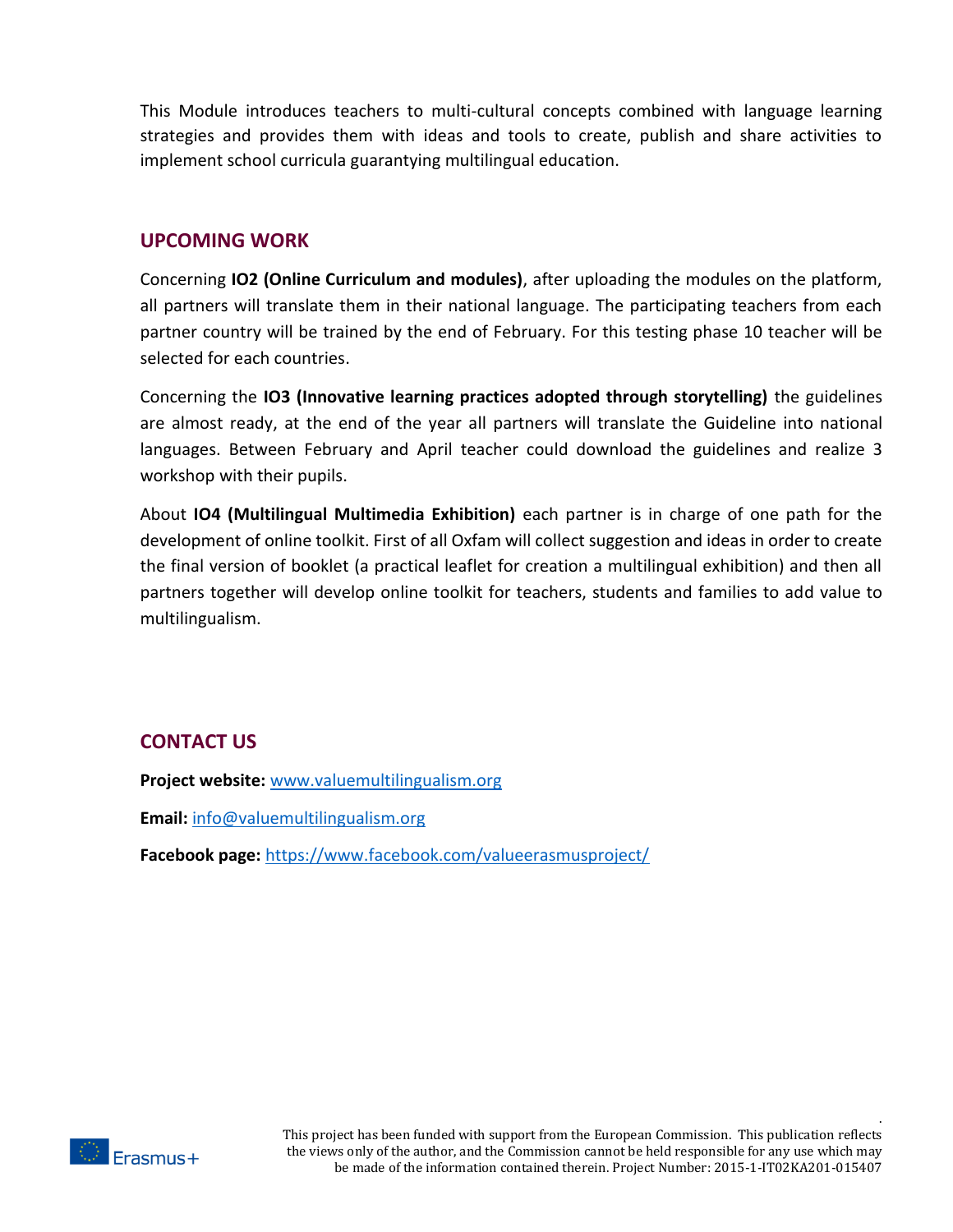This Module introduces teachers to multi-cultural concepts combined with language learning strategies and provides them with ideas and tools to create, publish and share activities to implement school curricula guarantying multilingual education.

## UPCOMING WORK

Concerning **IO2 (Online Curriculum and modules)**, after uploading the modules on the platform, all partners will translate them in their national language. The participating teachers from each partner country will be trained by the end of February. For this testing phase 10 teacher will be selected for each countries.

Concerning the **IO3 (Innovative learning practices adopted through storytelling)** the guidelines are almost ready, at the end of the year all partners will translate the Guideline into national languages. Between February and April teacher could download the guidelines and realize 3 workshop with their pupils.

About **IO4 (Multilingual Multimedia Exhibition)** each partner is in charge of one path for the development of online toolkit. First of all Oxfam will collect suggestion and ideas in order to create the final version of booklet (a practical leaflet for creation a multilingual exhibition) and then all partners together will develop online toolkit for teachers, students and families to add value to multilingualism.

## CONTACT US

**Project website:** www.valuemultilingualism.org

**Email:** info@valuemultilingualism.org

**Facebook page:** https://www.facebook.com/valueerasmusproject/

This project has been funded with support from the European Commission. This publication reflects the views only of the author, and the Commission cannot be held responsible for any use which may be made of the information contained therein. Project Number: 2015-1-IT02KA201-015407